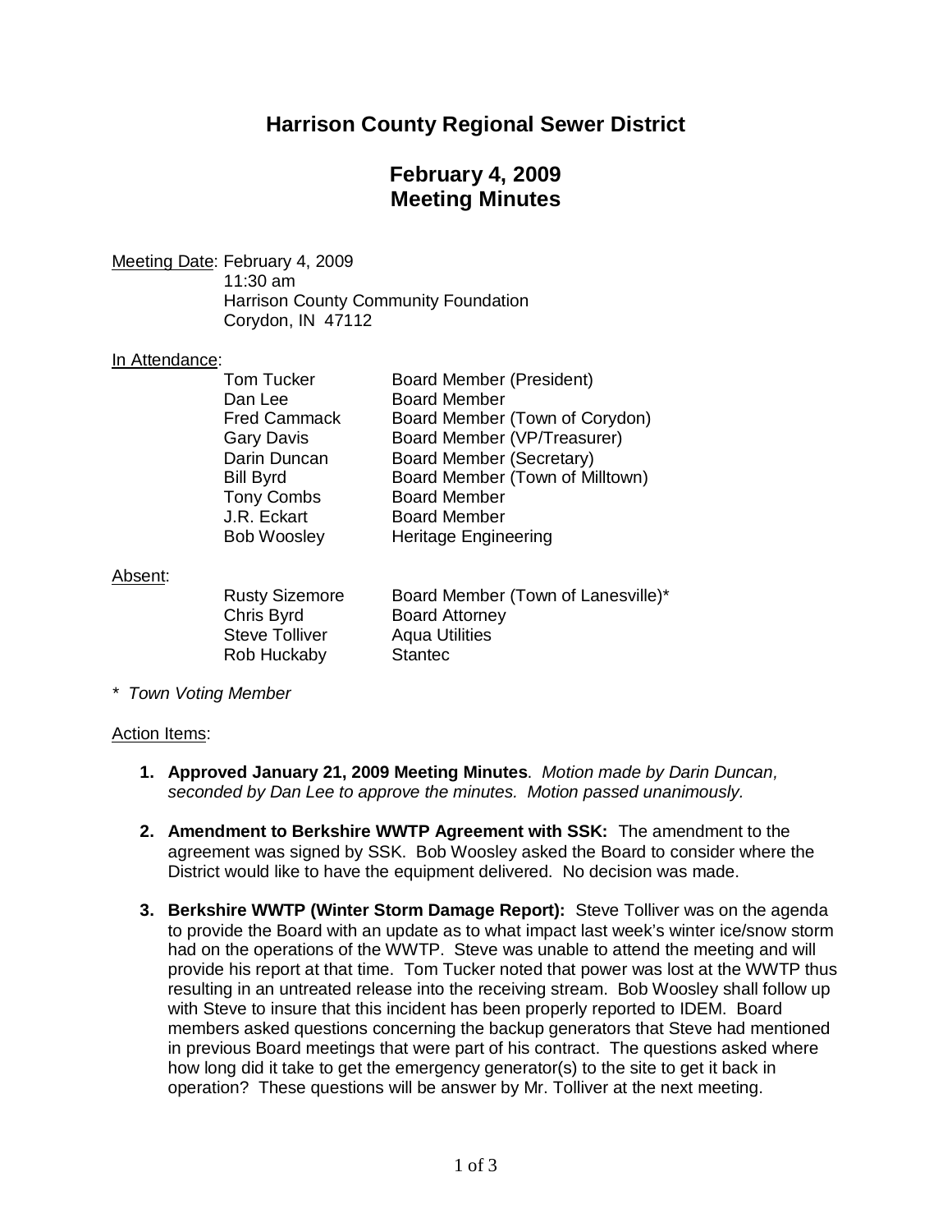# Harrison County Regional Sewer District

## February 4, 2009
## Meeting Minutes

Meeting Date: February 4, 2009
11:30 am
Harrison County Community Foundation
Corydon, IN 47112

In Attendance:

| | |
|---|---|
| Tom Tucker | Board Member (President) |
| Dan Lee | Board Member |
| Fred Cammack | Board Member (Town of Corydon) |
| Gary Davis | Board Member (VP/Treasurer) |
| Darin Duncan | Board Member (Secretary) |
| Bill Byrd | Board Member (Town of Milltown) |
| Tony Combs | Board Member |
| J.R. Eckart | Board Member |
| Bob Woosley | Heritage Engineering |

Absent:

| | |
|---|---|
| Rusty Sizemore | Board Member (Town of Lanesville)* |
| Chris Byrd | Board Attorney |
| Steve Tolliver | Aqua Utilities |
| Rob Huckaby | Stantec |

*\* Town Voting Member*

Action Items:

1. **Approved January 21, 2009 Meeting Minutes**. *Motion made by Darin Duncan, seconded by Dan Lee to approve the minutes. Motion passed unanimously.*

2. **Amendment to Berkshire WWTP Agreement with SSK:** The amendment to the agreement was signed by SSK. Bob Woosley asked the Board to consider where the District would like to have the equipment delivered. No decision was made.

3. **Berkshire WWTP (Winter Storm Damage Report):** Steve Tolliver was on the agenda to provide the Board with an update as to what impact last week's winter ice/snow storm had on the operations of the WWTP. Steve was unable to attend the meeting and will provide his report at that time. Tom Tucker noted that power was lost at the WWTP thus resulting in an untreated release into the receiving stream. Bob Woosley shall follow up with Steve to insure that this incident has been properly reported to IDEM. Board members asked questions concerning the backup generators that Steve had mentioned in previous Board meetings that were part of his contract. The questions asked where how long did it take to get the emergency generator(s) to the site to get it back in operation? These questions will be answer by Mr. Tolliver at the next meeting.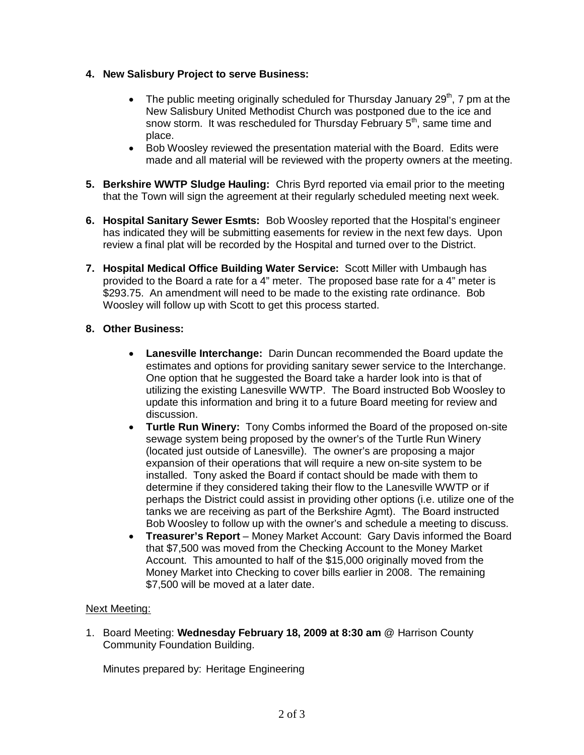4. **New Salisbury Project to serve Business:**

    - The public meeting originally scheduled for Thursday January 29th, 7 pm at the New Salisbury United Methodist Church was postponed due to the ice and snow storm. It was rescheduled for Thursday February 5th, same time and place.
    - Bob Woosley reviewed the presentation material with the Board. Edits were made and all material will be reviewed with the property owners at the meeting.

5. **Berkshire WWTP Sludge Hauling:** Chris Byrd reported via email prior to the meeting that the Town will sign the agreement at their regularly scheduled meeting next week.

6. **Hospital Sanitary Sewer Esmts:** Bob Woosley reported that the Hospital's engineer has indicated they will be submitting easements for review in the next few days. Upon review a final plat will be recorded by the Hospital and turned over to the District.

7. **Hospital Medical Office Building Water Service:** Scott Miller with Umbaugh has provided to the Board a rate for a 4" meter. The proposed base rate for a 4" meter is $293.75. An amendment will need to be made to the existing rate ordinance. Bob Woosley will follow up with Scott to get this process started.

8. **Other Business:**

    - **Lanesville Interchange:** Darin Duncan recommended the Board update the estimates and options for providing sanitary sewer service to the Interchange. One option that he suggested the Board take a harder look into is that of utilizing the existing Lanesville WWTP. The Board instructed Bob Woosley to update this information and bring it to a future Board meeting for review and discussion.
    - **Turtle Run Winery:** Tony Combs informed the Board of the proposed on-site sewage system being proposed by the owner's of the Turtle Run Winery (located just outside of Lanesville). The owner's are proposing a major expansion of their operations that will require a new on-site system to be installed. Tony asked the Board if contact should be made with them to determine if they considered taking their flow to the Lanesville WWTP or if perhaps the District could assist in providing other options (i.e. utilize one of the tanks we are receiving as part of the Berkshire Agmt). The Board instructed Bob Woosley to follow up with the owner's and schedule a meeting to discuss.
    - **Treasurer's Report** – Money Market Account: Gary Davis informed the Board that $7,500 was moved from the Checking Account to the Money Market Account. This amounted to half of the $15,000 originally moved from the Money Market into Checking to cover bills earlier in 2008. The remaining $7,500 will be moved at a later date.

<u>Next Meeting:</u>

1. Board Meeting: **Wednesday February 18, 2009 at 8:30 am** @ Harrison County Community Foundation Building.

   Minutes prepared by: Heritage Engineering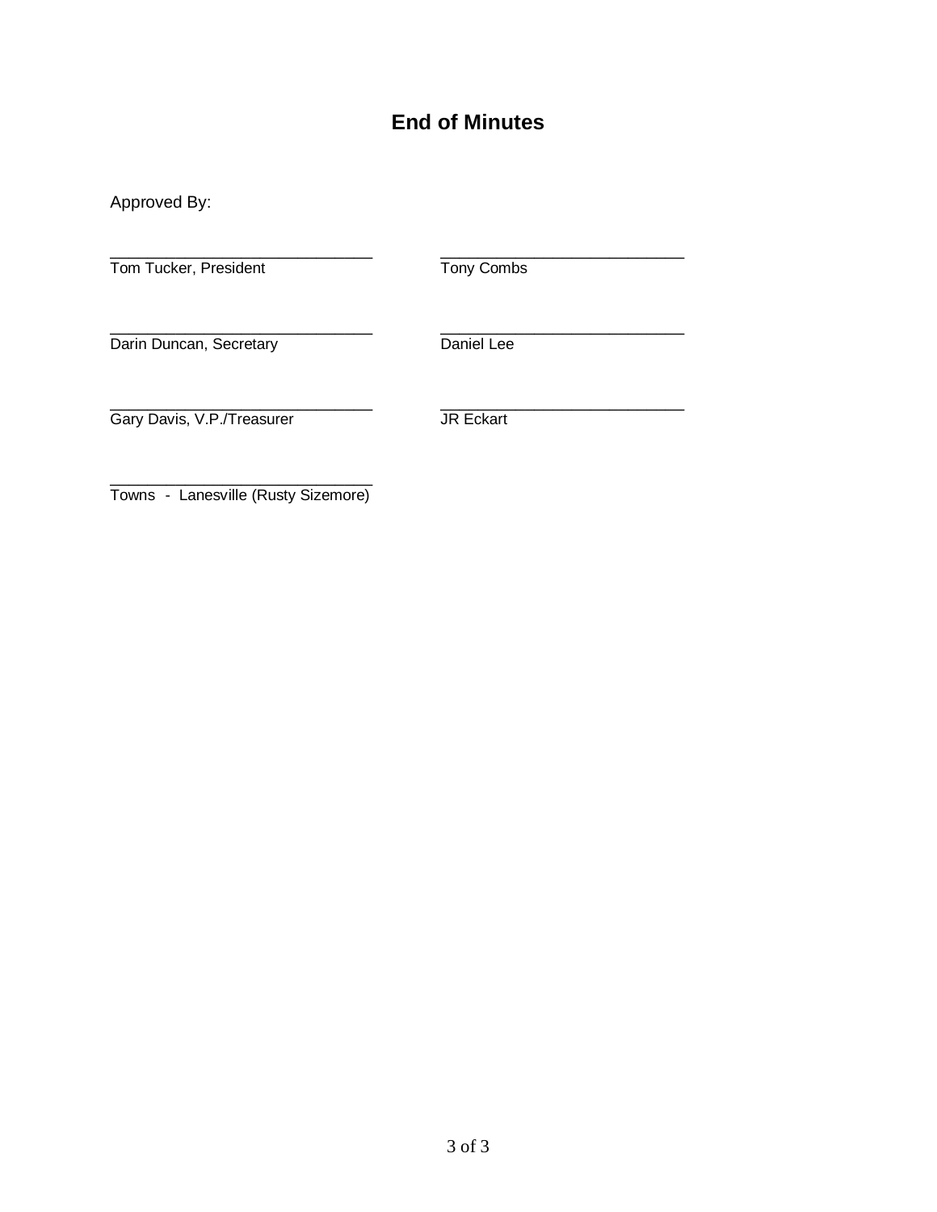## End of Minutes

Approved By:

| | |
|---|---|
| \_\_\_\_\_\_\_\_\_\_\_\_\_\_\_\_\_\_\_\_\_\_\_\_\_\_\_\_ | \_\_\_\_\_\_\_\_\_\_\_\_\_\_\_\_\_\_\_\_\_\_\_\_\_\_\_\_ |
| Tom Tucker, President | Tony Combs |
| \_\_\_\_\_\_\_\_\_\_\_\_\_\_\_\_\_\_\_\_\_\_\_\_\_\_\_\_ | \_\_\_\_\_\_\_\_\_\_\_\_\_\_\_\_\_\_\_\_\_\_\_\_\_\_\_\_ |
| Darin Duncan, Secretary | Daniel Lee |
| \_\_\_\_\_\_\_\_\_\_\_\_\_\_\_\_\_\_\_\_\_\_\_\_\_\_\_\_ | \_\_\_\_\_\_\_\_\_\_\_\_\_\_\_\_\_\_\_\_\_\_\_\_\_\_\_\_ |
| Gary Davis, V.P./Treasurer | JR Eckart |
| \_\_\_\_\_\_\_\_\_\_\_\_\_\_\_\_\_\_\_\_\_\_\_\_\_\_\_\_ | |
| Towns - Lanesville (Rusty Sizemore) | |